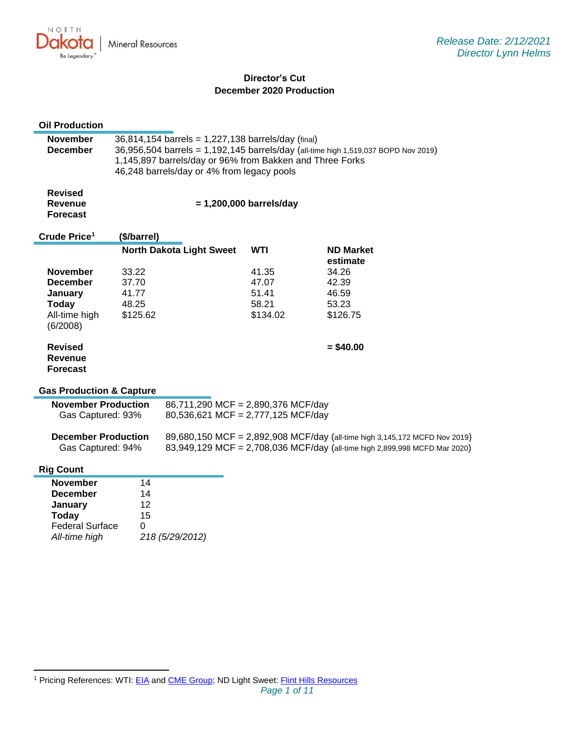North Dakota | Mineral Resources

*Release Date: 2/12/2021*
*Director Lynn Helms*

# Director's Cut
## December 2020 Production

### Oil Production

| | |
|---|---|
| **November** | 36,814,154 barrels = 1,227,138 barrels/day (final) |
| **December** | 36,956,504 barrels = 1,192,145 barrels/day (all-time high 1,519,037 BOPD Nov 2019) |
| | 1,145,897 barrels/day or 96% from Bakken and Three Forks |
| | 46,248 barrels/day or 4% from legacy pools |
| **Revised Revenue Forecast** | **= 1,200,000 barrels/day** |

### Crude Price[1] ($/barrel)

| | North Dakota Light Sweet | WTI | ND Market estimate |
|---|---|---|---|
| **November** | 33.22 | 41.35 | 34.26 |
| **December** | 37.70 | 47.07 | 42.39 |
| **January** | 41.77 | 51.41 | 46.59 |
| **Today** | 48.25 | 58.21 | 53.23 |
| All-time high (6/2008) | $125.62 | $134.02 | $126.75 |
| **Revised Revenue Forecast** | | | **= $40.00** |

### Gas Production & Capture

| | |
|---|---|
| **November Production** | 86,711,290 MCF = 2,890,376 MCF/day |
| Gas Captured: 93% | 80,536,621 MCF = 2,777,125 MCF/day |
| **December Production** | 89,680,150 MCF = 2,892,908 MCF/day (all-time high 3,145,172 MCFD Nov 2019) |
| Gas Captured: 94% | 83,949,129 MCF = 2,708,036 MCF/day (all-time high 2,899,998 MCFD Mar 2020) |

### Rig Count

| | |
|---|---|
| **November** | 14 |
| **December** | 14 |
| **January** | 12 |
| **Today** | 15 |
| Federal Surface | 0 |
| *All-time high* | *218 (5/29/2012)* |

[1] Pricing References: WTI: EIA and CME Group; ND Light Sweet: Flint Hills Resources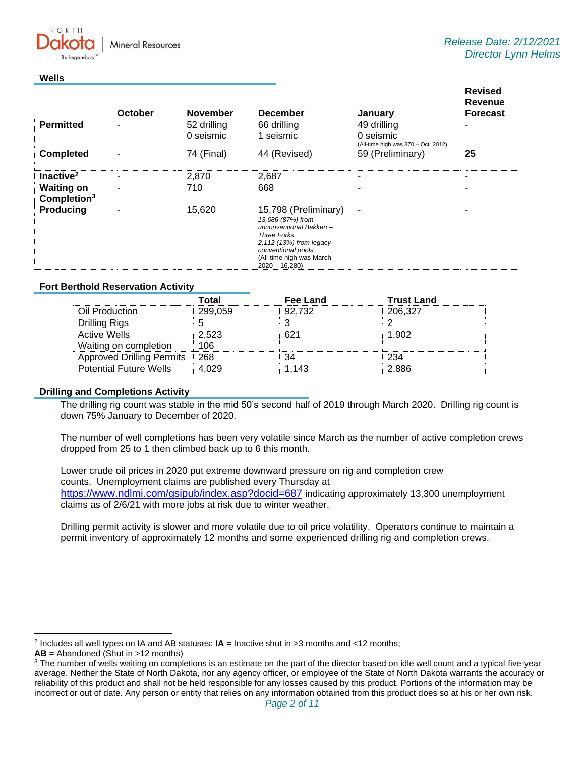## Wells

| | October | November | December | January | Revised Revenue Forecast |
|---|---|---|---|---|---|
| **Permitted** | - | 52 drilling<br>0 seismic | 66 drilling<br>1 seismic | 49 drilling<br>0 seismic<br>(All-time high was 370 – Oct. 2012) | - |
| **Completed** | - | 74 (Final) | 44 (Revised) | 59 (Preliminary) | **25** |
| **Inactive**[2] | - | 2,870 | 2,687 | - | - |
| **Waiting on Completion**[3] | - | 710 | 668 | - | - |
| **Producing** | - | 15,620 | 15,798 (Preliminary)<br>*13,686 (87%) from unconventional Bakken – Three Forks*<br>*2,112 (13%) from legacy conventional pools*<br>(All-time high was March 2020 – 16,280) | - | - |

## Fort Berthold Reservation Activity

| | Total | Fee Land | Trust Land |
|---|---|---|---|
| Oil Production | 299,059 | 92,732 | 206,327 |
| Drilling Rigs | 5 | 3 | 2 |
| Active Wells | 2,523 | 621 | 1,902 |
| Waiting on completion | 106 | | |
| Approved Drilling Permits | 268 | 34 | 234 |
| Potential Future Wells | 4,029 | 1,143 | 2,886 |

## Drilling and Completions Activity

The drilling rig count was stable in the mid 50's second half of 2019 through March 2020. Drilling rig count is down 75% January to December of 2020.

The number of well completions has been very volatile since March as the number of active completion crews dropped from 25 to 1 then climbed back up to 6 this month.

Lower crude oil prices in 2020 put extreme downward pressure on rig and completion crew counts. Unemployment claims are published every Thursday at https://www.ndlmi.com/gsipub/index.asp?docid=687 indicating approximately 13,300 unemployment claims as of 2/6/21 with more jobs at risk due to winter weather.

Drilling permit activity is slower and more volatile due to oil price volatility. Operators continue to maintain a permit inventory of approximately 12 months and some experienced drilling rig and completion crews.

---

[2] Includes all well types on IA and AB statuses: **IA** = Inactive shut in >3 months and <12 months; **AB** = Abandoned (Shut in >12 months)

[3] The number of wells waiting on completions is an estimate on the part of the director based on idle well count and a typical five-year average. Neither the State of North Dakota, nor any agency officer, or employee of the State of North Dakota warrants the accuracy or reliability of this product and shall not be held responsible for any losses caused by this product. Portions of the information may be incorrect or out of date. Any person or entity that relies on any information obtained from this product does so at his or her own risk.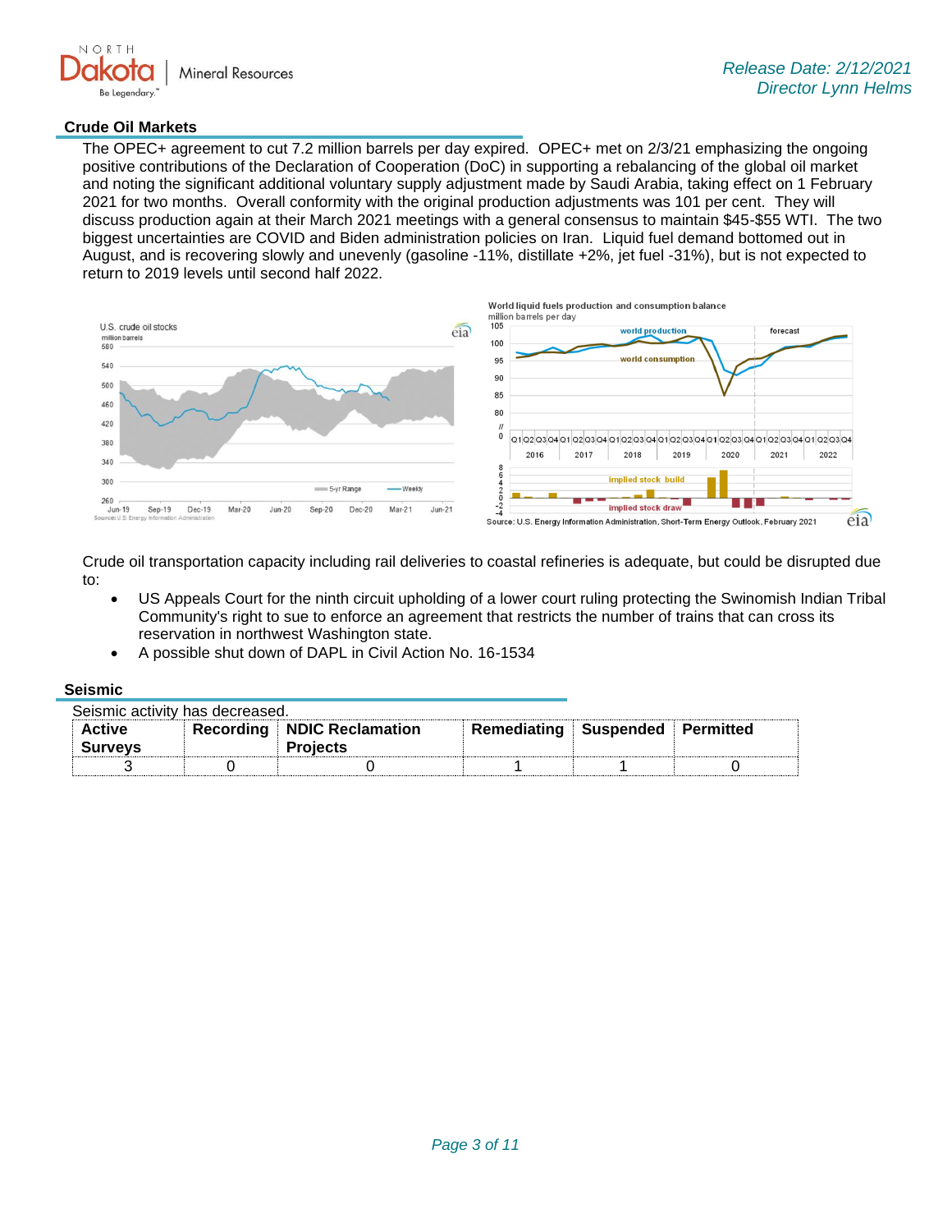## Crude Oil Markets

The OPEC+ agreement to cut 7.2 million barrels per day expired. OPEC+ met on 2/3/21 emphasizing the ongoing positive contributions of the Declaration of Cooperation (DoC) in supporting a rebalancing of the global oil market and noting the significant additional voluntary supply adjustment made by Saudi Arabia, taking effect on 1 February 2021 for two months. Overall conformity with the original production adjustments was 101 per cent. They will discuss production again at their March 2021 meetings with a general consensus to maintain $45-$55 WTI. The two biggest uncertainties are COVID and Biden administration policies on Iran. Liquid fuel demand bottomed out in August, and is recovering slowly and unevenly (gasoline -11%, distillate +2%, jet fuel -31%), but is not expected to return to 2019 levels until second half 2022.

Crude oil transportation capacity including rail deliveries to coastal refineries is adequate, but could be disrupted due to:

- US Appeals Court for the ninth circuit upholding of a lower court ruling protecting the Swinomish Indian Tribal Community's right to sue to enforce an agreement that restricts the number of trains that can cross its reservation in northwest Washington state.
- A possible shut down of DAPL in Civil Action No. 16-1534

## Seismic

Seismic activity has decreased.

| Active Surveys | Recording | NDIC Reclamation Projects | Remediating | Suspended | Permitted |
|---|---|---|---|---|---|
| 3 | 0 | 0 | 1 | 1 | 0 |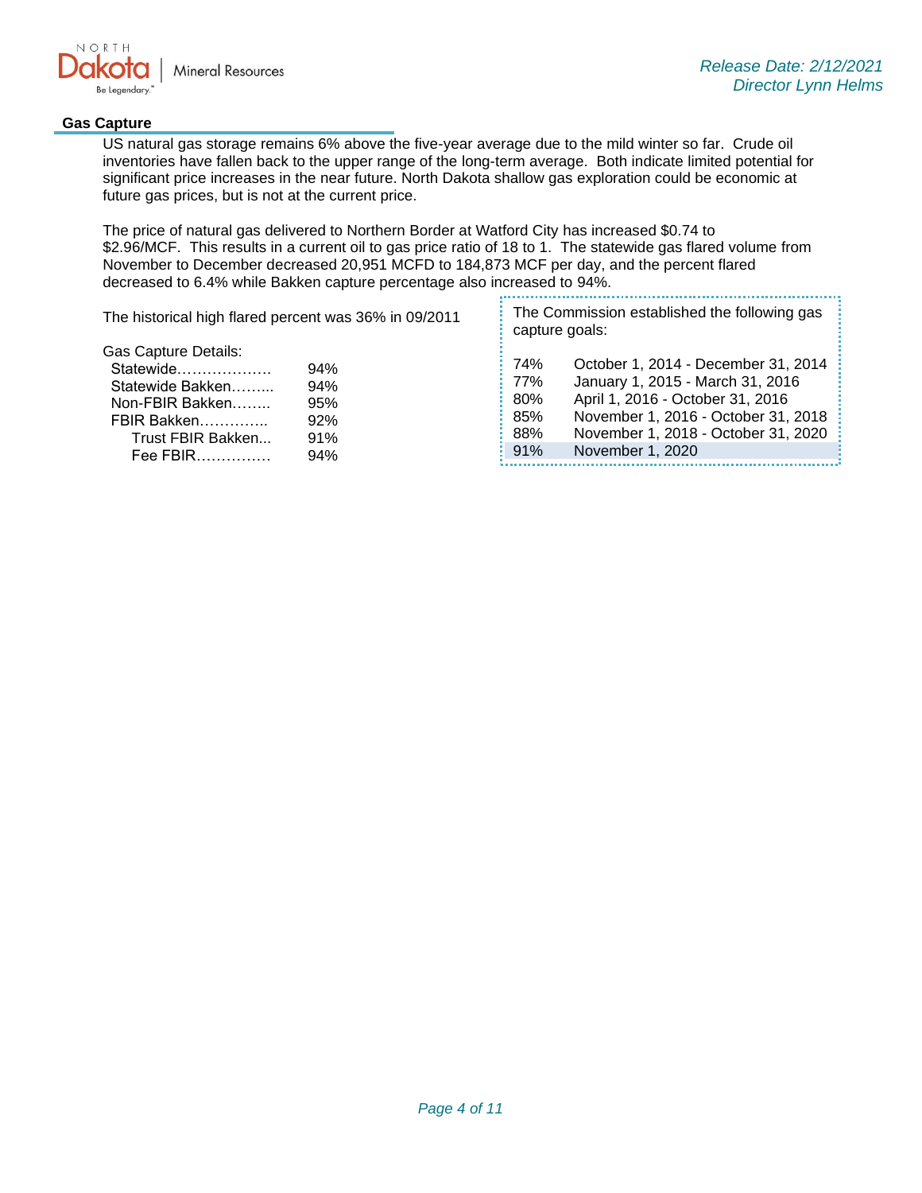## Gas Capture

US natural gas storage remains 6% above the five-year average due to the mild winter so far. Crude oil inventories have fallen back to the upper range of the long-term average. Both indicate limited potential for significant price increases in the near future. North Dakota shallow gas exploration could be economic at future gas prices, but is not at the current price.

The price of natural gas delivered to Northern Border at Watford City has increased $0.74 to $2.96/MCF. This results in a current oil to gas price ratio of 18 to 1. The statewide gas flared volume from November to December decreased 20,951 MCFD to 184,873 MCF per day, and the percent flared decreased to 6.4% while Bakken capture percentage also increased to 94%.

The historical high flared percent was 36% in 09/2011

Gas Capture Details:

| Area | Capture |
|---|---|
| Statewide | 94% |
| Statewide Bakken | 94% |
| Non-FBIR Bakken | 95% |
| FBIR Bakken | 92% |
| Trust FBIR Bakken | 91% |
| Fee FBIR | 94% |

The Commission established the following gas capture goals:

| Goal | Period |
|---|---|
| 74% | October 1, 2014 - December 31, 2014 |
| 77% | January 1, 2015 - March 31, 2016 |
| 80% | April 1, 2016 - October 31, 2016 |
| 85% | November 1, 2016 - October 31, 2018 |
| 88% | November 1, 2018 - October 31, 2020 |
| 91% | November 1, 2020 |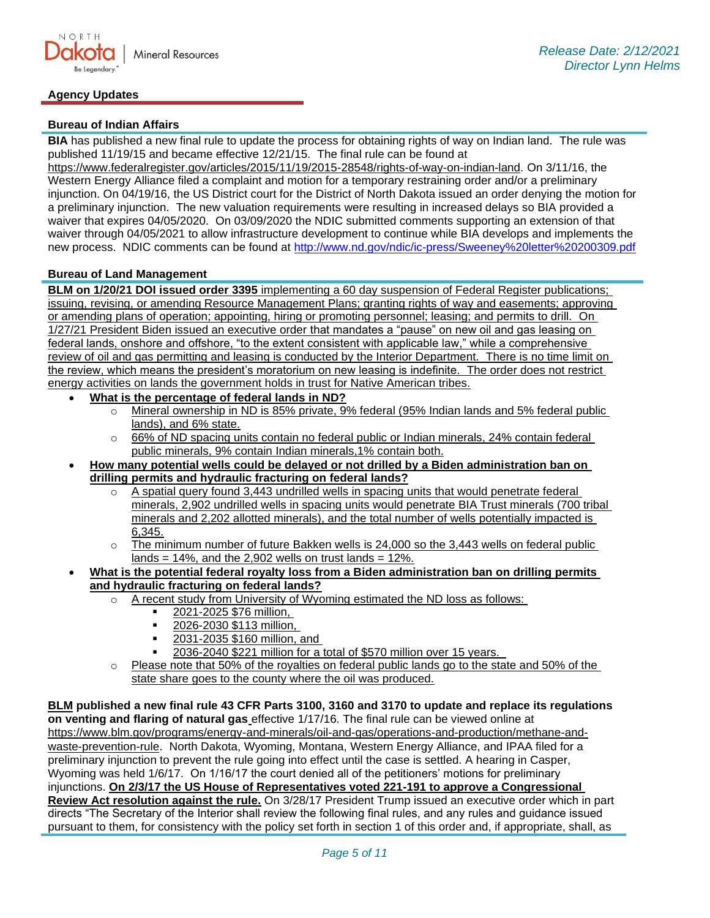## Agency Updates

### Bureau of Indian Affairs

**BIA** has published a new final rule to update the process for obtaining rights of way on Indian land. The rule was published 11/19/15 and became effective 12/21/15. The final rule can be found at https://www.federalregister.gov/articles/2015/11/19/2015-28548/rights-of-way-on-indian-land. On 3/11/16, the Western Energy Alliance filed a complaint and motion for a temporary restraining order and/or a preliminary injunction. On 04/19/16, the US District court for the District of North Dakota issued an order denying the motion for a preliminary injunction. The new valuation requirements were resulting in increased delays so BIA provided a waiver that expires 04/05/2020. On 03/09/2020 the NDIC submitted comments supporting an extension of that waiver through 04/05/2021 to allow infrastructure development to continue while BIA develops and implements the new process. NDIC comments can be found at http://www.nd.gov/ndic/ic-press/Sweeney%20letter%20200309.pdf

### Bureau of Land Management

**BLM on 1/20/21 DOI issued order 3395** implementing a 60 day suspension of Federal Register publications; issuing, revising, or amending Resource Management Plans; granting rights of way and easements; approving or amending plans of operation; appointing, hiring or promoting personnel; leasing; and permits to drill. On 1/27/21 President Biden issued an executive order that mandates a "pause" on new oil and gas leasing on federal lands, onshore and offshore, "to the extent consistent with applicable law," while a comprehensive review of oil and gas permitting and leasing is conducted by the Interior Department. There is no time limit on the review, which means the president's moratorium on new leasing is indefinite. The order does not restrict energy activities on lands the government holds in trust for Native American tribes.

- **What is the percentage of federal lands in ND?**
  - Mineral ownership in ND is 85% private, 9% federal (95% Indian lands and 5% federal public lands), and 6% state.
  - 66% of ND spacing units contain no federal public or Indian minerals, 24% contain federal public minerals, 9% contain Indian minerals,1% contain both.
- **How many potential wells could be delayed or not drilled by a Biden administration ban on drilling permits and hydraulic fracturing on federal lands?**
  - A spatial query found 3,443 undrilled wells in spacing units that would penetrate federal minerals, 2,902 undrilled wells in spacing units would penetrate BIA Trust minerals (700 tribal minerals and 2,202 allotted minerals), and the total number of wells potentially impacted is 6,345.
  - The minimum number of future Bakken wells is 24,000 so the 3,443 wells on federal public lands = 14%, and the 2,902 wells on trust lands = 12%.
- **What is the potential federal royalty loss from a Biden administration ban on drilling permits and hydraulic fracturing on federal lands?**
  - A recent study from University of Wyoming estimated the ND loss as follows:
    - 2021-2025 $76 million,
    - 2026-2030 $113 million,
    - 2031-2035 $160 million, and
    - 2036-2040 $221 million for a total of $570 million over 15 years.
  - Please note that 50% of the royalties on federal public lands go to the state and 50% of the state share goes to the county where the oil was produced.

**BLM published a new final rule 43 CFR Parts 3100, 3160 and 3170 to update and replace its regulations on venting and flaring of natural gas** effective 1/17/16. The final rule can be viewed online at https://www.blm.gov/programs/energy-and-minerals/oil-and-gas/operations-and-production/methane-and-waste-prevention-rule. North Dakota, Wyoming, Montana, Western Energy Alliance, and IPAA filed for a preliminary injunction to prevent the rule going into effect until the case is settled. A hearing in Casper, Wyoming was held 1/6/17. On 1/16/17 the court denied all of the petitioners' motions for preliminary injunctions. **On 2/3/17 the US House of Representatives voted 221-191 to approve a Congressional Review Act resolution against the rule.** On 3/28/17 President Trump issued an executive order which in part directs "The Secretary of the Interior shall review the following final rules, and any rules and guidance issued pursuant to them, for consistency with the policy set forth in section 1 of this order and, if appropriate, shall, as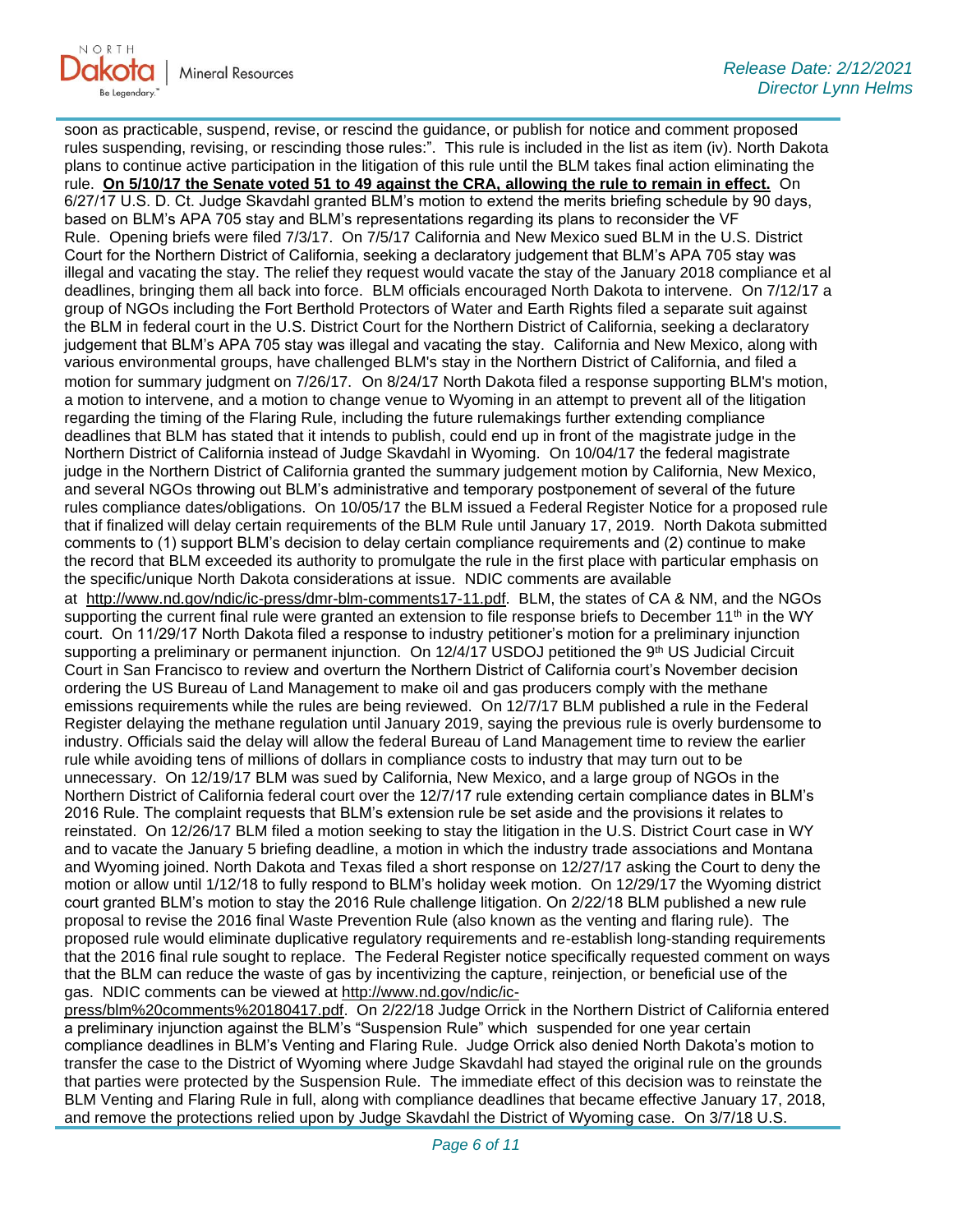soon as practicable, suspend, revise, or rescind the guidance, or publish for notice and comment proposed rules suspending, revising, or rescinding those rules:". This rule is included in the list as item (iv). North Dakota plans to continue active participation in the litigation of this rule until the BLM takes final action eliminating the rule. **On 5/10/17 the Senate voted 51 to 49 against the CRA, allowing the rule to remain in effect.** On 6/27/17 U.S. D. Ct. Judge Skavdahl granted BLM's motion to extend the merits briefing schedule by 90 days, based on BLM's APA 705 stay and BLM's representations regarding its plans to reconsider the VF Rule. Opening briefs were filed 7/3/17. On 7/5/17 California and New Mexico sued BLM in the U.S. District Court for the Northern District of California, seeking a declaratory judgement that BLM's APA 705 stay was illegal and vacating the stay. The relief they request would vacate the stay of the January 2018 compliance et al deadlines, bringing them all back into force. BLM officials encouraged North Dakota to intervene. On 7/12/17 a group of NGOs including the Fort Berthold Protectors of Water and Earth Rights filed a separate suit against the BLM in federal court in the U.S. District Court for the Northern District of California, seeking a declaratory judgement that BLM's APA 705 stay was illegal and vacating the stay. California and New Mexico, along with various environmental groups, have challenged BLM's stay in the Northern District of California, and filed a motion for summary judgment on 7/26/17. On 8/24/17 North Dakota filed a response supporting BLM's motion, a motion to intervene, and a motion to change venue to Wyoming in an attempt to prevent all of the litigation regarding the timing of the Flaring Rule, including the future rulemakings further extending compliance deadlines that BLM has stated that it intends to publish, could end up in front of the magistrate judge in the Northern District of California instead of Judge Skavdahl in Wyoming. On 10/04/17 the federal magistrate judge in the Northern District of California granted the summary judgement motion by California, New Mexico, and several NGOs throwing out BLM's administrative and temporary postponement of several of the future rules compliance dates/obligations. On 10/05/17 the BLM issued a Federal Register Notice for a proposed rule that if finalized will delay certain requirements of the BLM Rule until January 17, 2019. North Dakota submitted comments to (1) support BLM's decision to delay certain compliance requirements and (2) continue to make the record that BLM exceeded its authority to promulgate the rule in the first place with particular emphasis on the specific/unique North Dakota considerations at issue. NDIC comments are available at http://www.nd.gov/ndic/ic-press/dmr-blm-comments17-11.pdf. BLM, the states of CA & NM, and the NGOs supporting the current final rule were granted an extension to file response briefs to December 11th in the WY court. On 11/29/17 North Dakota filed a response to industry petitioner's motion for a preliminary injunction supporting a preliminary or permanent injunction. On 12/4/17 USDOJ petitioned the 9th US Judicial Circuit Court in San Francisco to review and overturn the Northern District of California court's November decision ordering the US Bureau of Land Management to make oil and gas producers comply with the methane emissions requirements while the rules are being reviewed. On 12/7/17 BLM published a rule in the Federal Register delaying the methane regulation until January 2019, saying the previous rule is overly burdensome to industry. Officials said the delay will allow the federal Bureau of Land Management time to review the earlier rule while avoiding tens of millions of dollars in compliance costs to industry that may turn out to be unnecessary. On 12/19/17 BLM was sued by California, New Mexico, and a large group of NGOs in the Northern District of California federal court over the 12/7/17 rule extending certain compliance dates in BLM's 2016 Rule. The complaint requests that BLM's extension rule be set aside and the provisions it relates to reinstated. On 12/26/17 BLM filed a motion seeking to stay the litigation in the U.S. District Court case in WY and to vacate the January 5 briefing deadline, a motion in which the industry trade associations and Montana and Wyoming joined. North Dakota and Texas filed a short response on 12/27/17 asking the Court to deny the motion or allow until 1/12/18 to fully respond to BLM's holiday week motion. On 12/29/17 the Wyoming district court granted BLM's motion to stay the 2016 Rule challenge litigation. On 2/22/18 BLM published a new rule proposal to revise the 2016 final Waste Prevention Rule (also known as the venting and flaring rule). The proposed rule would eliminate duplicative regulatory requirements and re-establish long-standing requirements that the 2016 final rule sought to replace. The Federal Register notice specifically requested comment on ways that the BLM can reduce the waste of gas by incentivizing the capture, reinjection, or beneficial use of the gas. NDIC comments can be viewed at http://www.nd.gov/ndic/ic-press/blm%20comments%20180417.pdf. On 2/22/18 Judge Orrick in the Northern District of California entered a preliminary injunction against the BLM's "Suspension Rule" which suspended for one year certain compliance deadlines in BLM's Venting and Flaring Rule. Judge Orrick also denied North Dakota's motion to transfer the case to the District of Wyoming where Judge Skavdahl had stayed the original rule on the grounds that parties were protected by the Suspension Rule. The immediate effect of this decision was to reinstate the BLM Venting and Flaring Rule in full, along with compliance deadlines that became effective January 17, 2018, and remove the protections relied upon by Judge Skavdahl the District of Wyoming case. On 3/7/18 U.S.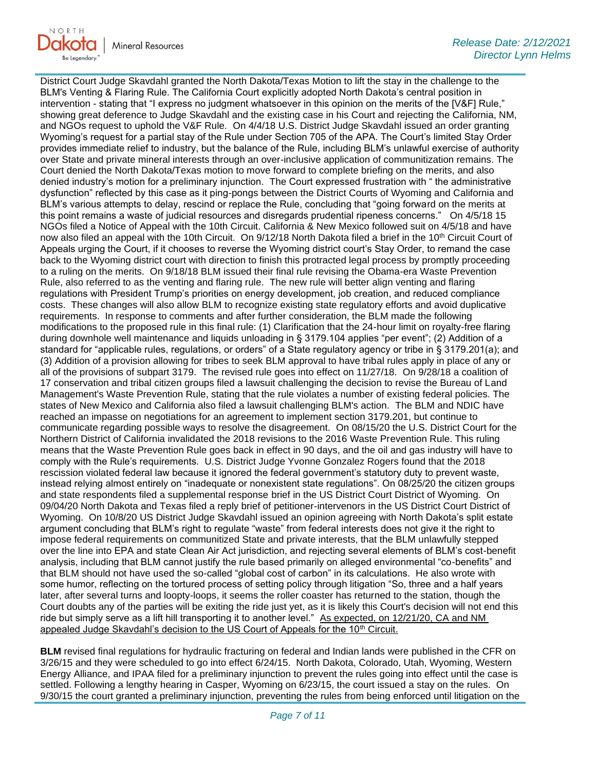District Court Judge Skavdahl granted the North Dakota/Texas Motion to lift the stay in the challenge to the BLM's Venting & Flaring Rule. The California Court explicitly adopted North Dakota's central position in intervention - stating that "I express no judgment whatsoever in this opinion on the merits of the [V&F] Rule," showing great deference to Judge Skavdahl and the existing case in his Court and rejecting the California, NM, and NGOs request to uphold the V&F Rule. On 4/4/18 U.S. District Judge Skavdahl issued an order granting Wyoming's request for a partial stay of the Rule under Section 705 of the APA. The Court's limited Stay Order provides immediate relief to industry, but the balance of the Rule, including BLM's unlawful exercise of authority over State and private mineral interests through an over-inclusive application of communitization remains. The Court denied the North Dakota/Texas motion to move forward to complete briefing on the merits, and also denied industry's motion for a preliminary injunction. The Court expressed frustration with " the administrative dysfunction" reflected by this case as it ping-pongs between the District Courts of Wyoming and California and BLM's various attempts to delay, rescind or replace the Rule, concluding that "going forward on the merits at this point remains a waste of judicial resources and disregards prudential ripeness concerns." On 4/5/18 15 NGOs filed a Notice of Appeal with the 10th Circuit. California & New Mexico followed suit on 4/5/18 and have now also filed an appeal with the 10th Circuit. On 9/12/18 North Dakota filed a brief in the 10th Circuit Court of Appeals urging the Court, if it chooses to reverse the Wyoming district court's Stay Order, to remand the case back to the Wyoming district court with direction to finish this protracted legal process by promptly proceeding to a ruling on the merits. On 9/18/18 BLM issued their final rule revising the Obama-era Waste Prevention Rule, also referred to as the venting and flaring rule. The new rule will better align venting and flaring regulations with President Trump's priorities on energy development, job creation, and reduced compliance costs. These changes will also allow BLM to recognize existing state regulatory efforts and avoid duplicative requirements. In response to comments and after further consideration, the BLM made the following modifications to the proposed rule in this final rule: (1) Clarification that the 24-hour limit on royalty-free flaring during downhole well maintenance and liquids unloading in § 3179.104 applies "per event"; (2) Addition of a standard for "applicable rules, regulations, or orders" of a State regulatory agency or tribe in § 3179.201(a); and (3) Addition of a provision allowing for tribes to seek BLM approval to have tribal rules apply in place of any or all of the provisions of subpart 3179. The revised rule goes into effect on 11/27/18. On 9/28/18 a coalition of 17 conservation and tribal citizen groups filed a lawsuit challenging the decision to revise the Bureau of Land Management's Waste Prevention Rule, stating that the rule violates a number of existing federal policies. The states of New Mexico and California also filed a lawsuit challenging BLM's action. The BLM and NDIC have reached an impasse on negotiations for an agreement to implement section 3179.201, but continue to communicate regarding possible ways to resolve the disagreement. On 08/15/20 the U.S. District Court for the Northern District of California invalidated the 2018 revisions to the 2016 Waste Prevention Rule. This ruling means that the Waste Prevention Rule goes back in effect in 90 days, and the oil and gas industry will have to comply with the Rule's requirements. U.S. District Judge Yvonne Gonzalez Rogers found that the 2018 rescission violated federal law because it ignored the federal government's statutory duty to prevent waste, instead relying almost entirely on "inadequate or nonexistent state regulations". On 08/25/20 the citizen groups and state respondents filed a supplemental response brief in the US District Court District of Wyoming. On 09/04/20 North Dakota and Texas filed a reply brief of petitioner-intervenors in the US District Court District of Wyoming. On 10/8/20 US District Judge Skavdahl issued an opinion agreeing with North Dakota's split estate argument concluding that BLM's right to regulate "waste" from federal interests does not give it the right to impose federal requirements on communitized State and private interests, that the BLM unlawfully stepped over the line into EPA and state Clean Air Act jurisdiction, and rejecting several elements of BLM's cost-benefit analysis, including that BLM cannot justify the rule based primarily on alleged environmental "co-benefits" and that BLM should not have used the so-called "global cost of carbon" in its calculations. He also wrote with some humor, reflecting on the tortured process of setting policy through litigation "So, three and a half years later, after several turns and loopty-loops, it seems the roller coaster has returned to the station, though the Court doubts any of the parties will be exiting the ride just yet, as it is likely this Court's decision will not end this ride but simply serve as a lift hill transporting it to another level." <u>As expected, on 12/21/20, CA and NM appealed Judge Skavdahl's decision to the US Court of Appeals for the 10th Circuit.</u>

**BLM** revised final regulations for hydraulic fracturing on federal and Indian lands were published in the CFR on 3/26/15 and they were scheduled to go into effect 6/24/15. North Dakota, Colorado, Utah, Wyoming, Western Energy Alliance, and IPAA filed for a preliminary injunction to prevent the rules going into effect until the case is settled. Following a lengthy hearing in Casper, Wyoming on 6/23/15, the court issued a stay on the rules. On 9/30/15 the court granted a preliminary injunction, preventing the rules from being enforced until litigation on the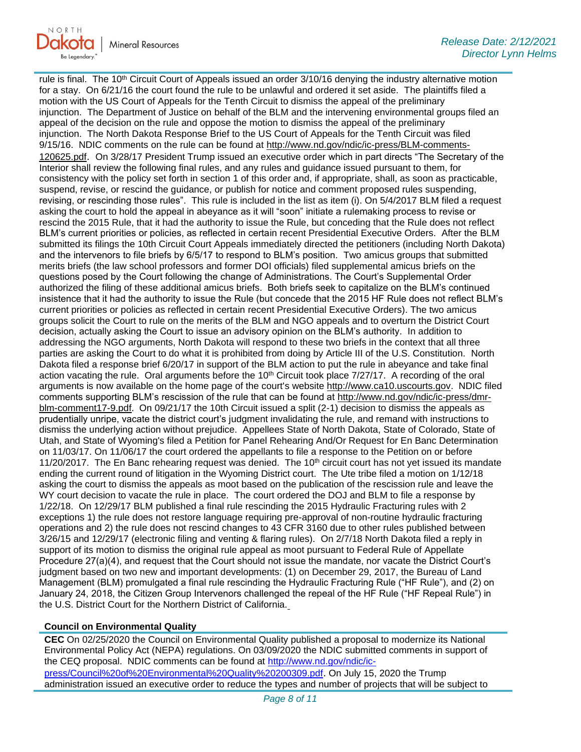rule is final. The 10th Circuit Court of Appeals issued an order 3/10/16 denying the industry alternative motion for a stay. On 6/21/16 the court found the rule to be unlawful and ordered it set aside. The plaintiffs filed a motion with the US Court of Appeals for the Tenth Circuit to dismiss the appeal of the preliminary injunction. The Department of Justice on behalf of the BLM and the intervening environmental groups filed an appeal of the decision on the rule and oppose the motion to dismiss the appeal of the preliminary injunction. The North Dakota Response Brief to the US Court of Appeals for the Tenth Circuit was filed 9/15/16. NDIC comments on the rule can be found at http://www.nd.gov/ndic/ic-press/BLM-comments-120625.pdf. On 3/28/17 President Trump issued an executive order which in part directs "The Secretary of the Interior shall review the following final rules, and any rules and guidance issued pursuant to them, for consistency with the policy set forth in section 1 of this order and, if appropriate, shall, as soon as practicable, suspend, revise, or rescind the guidance, or publish for notice and comment proposed rules suspending, revising, or rescinding those rules". This rule is included in the list as item (i). On 5/4/2017 BLM filed a request asking the court to hold the appeal in abeyance as it will "soon" initiate a rulemaking process to revise or rescind the 2015 Rule, that it had the authority to issue the Rule, but conceding that the Rule does not reflect BLM's current priorities or policies, as reflected in certain recent Presidential Executive Orders. After the BLM submitted its filings the 10th Circuit Court Appeals immediately directed the petitioners (including North Dakota) and the intervenors to file briefs by 6/5/17 to respond to BLM's position. Two amicus groups that submitted merits briefs (the law school professors and former DOI officials) filed supplemental amicus briefs on the questions posed by the Court following the change of Administrations. The Court's Supplemental Order authorized the filing of these additional amicus briefs. Both briefs seek to capitalize on the BLM's continued insistence that it had the authority to issue the Rule (but concede that the 2015 HF Rule does not reflect BLM's current priorities or policies as reflected in certain recent Presidential Executive Orders). The two amicus groups solicit the Court to rule on the merits of the BLM and NGO appeals and to overturn the District Court decision, actually asking the Court to issue an advisory opinion on the BLM's authority. In addition to addressing the NGO arguments, North Dakota will respond to these two briefs in the context that all three parties are asking the Court to do what it is prohibited from doing by Article III of the U.S. Constitution. North Dakota filed a response brief 6/20/17 in support of the BLM action to put the rule in abeyance and take final action vacating the rule. Oral arguments before the 10th Circuit took place 7/27/17. A recording of the oral arguments is now available on the home page of the court's website http://www.ca10.uscourts.gov. NDIC filed comments supporting BLM's rescission of the rule that can be found at http://www.nd.gov/ndic/ic-press/dmr-blm-comment17-9.pdf. On 09/21/17 the 10th Circuit issued a split (2-1) decision to dismiss the appeals as prudentially unripe, vacate the district court's judgment invalidating the rule, and remand with instructions to dismiss the underlying action without prejudice. Appellees State of North Dakota, State of Colorado, State of Utah, and State of Wyoming's filed a Petition for Panel Rehearing And/Or Request for En Banc Determination on 11/03/17. On 11/06/17 the court ordered the appellants to file a response to the Petition on or before 11/20/2017. The En Banc rehearing request was denied. The 10th circuit court has not yet issued its mandate ending the current round of litigation in the Wyoming District court. The Ute tribe filed a motion on 1/12/18 asking the court to dismiss the appeals as moot based on the publication of the rescission rule and leave the WY court decision to vacate the rule in place. The court ordered the DOJ and BLM to file a response by 1/22/18. On 12/29/17 BLM published a final rule rescinding the 2015 Hydraulic Fracturing rules with 2 exceptions 1) the rule does not restore language requiring pre-approval of non-routine hydraulic fracturing operations and 2) the rule does not rescind changes to 43 CFR 3160 due to other rules published between 3/26/15 and 12/29/17 (electronic filing and venting & flaring rules). On 2/7/18 North Dakota filed a reply in support of its motion to dismiss the original rule appeal as moot pursuant to Federal Rule of Appellate Procedure 27(a)(4), and request that the Court should not issue the mandate, nor vacate the District Court's judgment based on two new and important developments: (1) on December 29, 2017, the Bureau of Land Management (BLM) promulgated a final rule rescinding the Hydraulic Fracturing Rule ("HF Rule"), and (2) on January 24, 2018, the Citizen Group Intervenors challenged the repeal of the HF Rule ("HF Repeal Rule") in the U.S. District Court for the Northern District of California.

**Council on Environmental Quality**

**CEC** On 02/25/2020 the Council on Environmental Quality published a proposal to modernize its National Environmental Policy Act (NEPA) regulations. On 03/09/2020 the NDIC submitted comments in support of the CEQ proposal. NDIC comments can be found at http://www.nd.gov/ndic/ic-press/Council%20of%20Environmental%20Quality%20200309.pdf. On July 15, 2020 the Trump administration issued an executive order to reduce the types and number of projects that will be subject to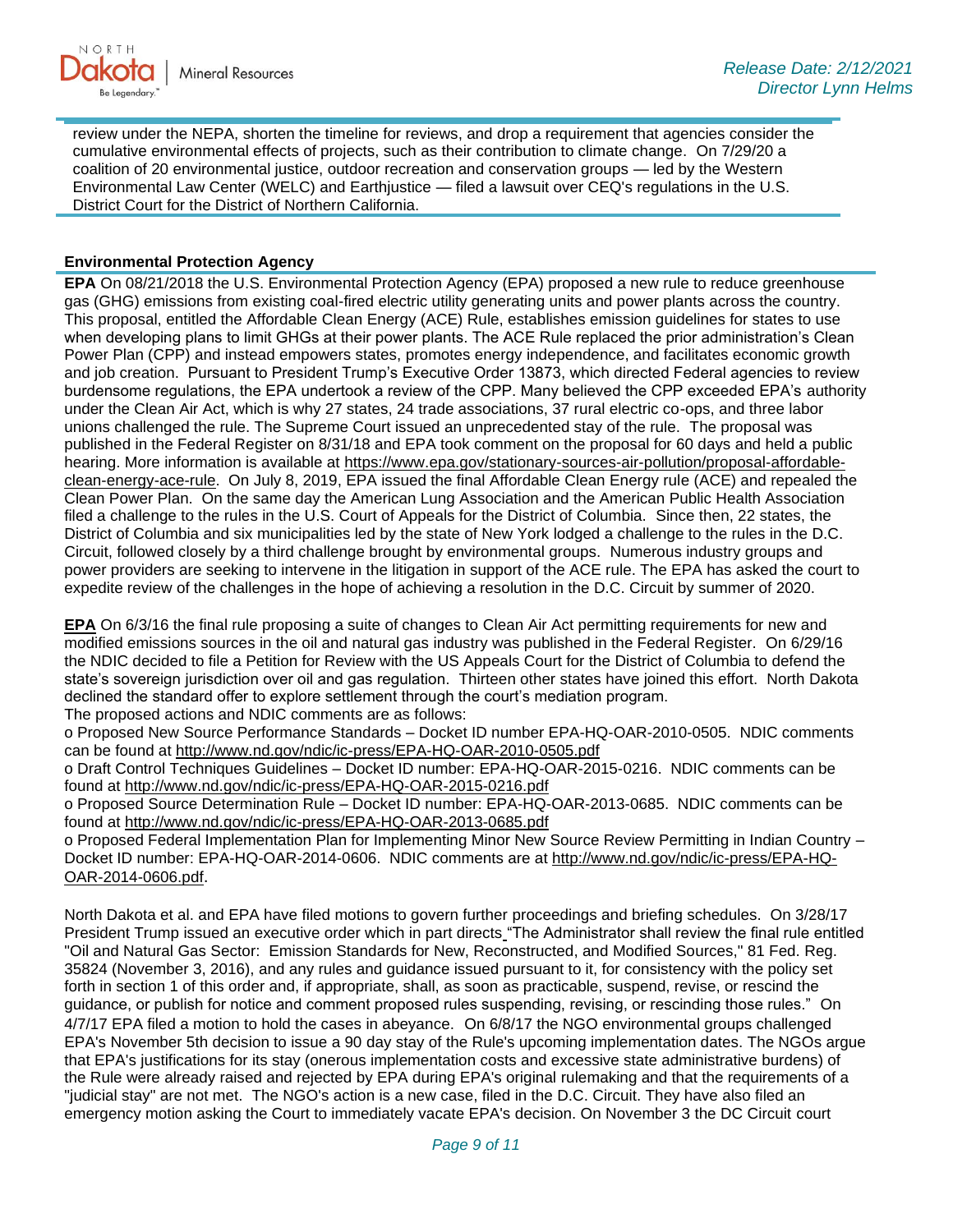review under the NEPA, shorten the timeline for reviews, and drop a requirement that agencies consider the cumulative environmental effects of projects, such as their contribution to climate change. On 7/29/20 a coalition of 20 environmental justice, outdoor recreation and conservation groups — led by the Western Environmental Law Center (WELC) and Earthjustice — filed a lawsuit over CEQ's regulations in the U.S. District Court for the District of Northern California.

**Environmental Protection Agency**

**EPA** On 08/21/2018 the U.S. Environmental Protection Agency (EPA) proposed a new rule to reduce greenhouse gas (GHG) emissions from existing coal-fired electric utility generating units and power plants across the country. This proposal, entitled the Affordable Clean Energy (ACE) Rule, establishes emission guidelines for states to use when developing plans to limit GHGs at their power plants. The ACE Rule replaced the prior administration's Clean Power Plan (CPP) and instead empowers states, promotes energy independence, and facilitates economic growth and job creation. Pursuant to President Trump's Executive Order 13873, which directed Federal agencies to review burdensome regulations, the EPA undertook a review of the CPP. Many believed the CPP exceeded EPA's authority under the Clean Air Act, which is why 27 states, 24 trade associations, 37 rural electric co-ops, and three labor unions challenged the rule. The Supreme Court issued an unprecedented stay of the rule. The proposal was published in the Federal Register on 8/31/18 and EPA took comment on the proposal for 60 days and held a public hearing. More information is available at https://www.epa.gov/stationary-sources-air-pollution/proposal-affordable-clean-energy-ace-rule. On July 8, 2019, EPA issued the final Affordable Clean Energy rule (ACE) and repealed the Clean Power Plan. On the same day the American Lung Association and the American Public Health Association filed a challenge to the rules in the U.S. Court of Appeals for the District of Columbia. Since then, 22 states, the District of Columbia and six municipalities led by the state of New York lodged a challenge to the rules in the D.C. Circuit, followed closely by a third challenge brought by environmental groups. Numerous industry groups and power providers are seeking to intervene in the litigation in support of the ACE rule. The EPA has asked the court to expedite review of the challenges in the hope of achieving a resolution in the D.C. Circuit by summer of 2020.

**EPA** On 6/3/16 the final rule proposing a suite of changes to Clean Air Act permitting requirements for new and modified emissions sources in the oil and natural gas industry was published in the Federal Register. On 6/29/16 the NDIC decided to file a Petition for Review with the US Appeals Court for the District of Columbia to defend the state's sovereign jurisdiction over oil and gas regulation. Thirteen other states have joined this effort. North Dakota declined the standard offer to explore settlement through the court's mediation program.
The proposed actions and NDIC comments are as follows:

o Proposed New Source Performance Standards – Docket ID number EPA-HQ-OAR-2010-0505. NDIC comments can be found at http://www.nd.gov/ndic/ic-press/EPA-HQ-OAR-2010-0505.pdf

o Draft Control Techniques Guidelines – Docket ID number: EPA-HQ-OAR-2015-0216. NDIC comments can be found at http://www.nd.gov/ndic/ic-press/EPA-HQ-OAR-2015-0216.pdf

o Proposed Source Determination Rule – Docket ID number: EPA-HQ-OAR-2013-0685. NDIC comments can be found at http://www.nd.gov/ndic/ic-press/EPA-HQ-OAR-2013-0685.pdf

o Proposed Federal Implementation Plan for Implementing Minor New Source Review Permitting in Indian Country – Docket ID number: EPA-HQ-OAR-2014-0606. NDIC comments are at http://www.nd.gov/ndic/ic-press/EPA-HQ-OAR-2014-0606.pdf.

North Dakota et al. and EPA have filed motions to govern further proceedings and briefing schedules. On 3/28/17 President Trump issued an executive order which in part directs "The Administrator shall review the final rule entitled "Oil and Natural Gas Sector: Emission Standards for New, Reconstructed, and Modified Sources," 81 Fed. Reg. 35824 (November 3, 2016), and any rules and guidance issued pursuant to it, for consistency with the policy set forth in section 1 of this order and, if appropriate, shall, as soon as practicable, suspend, revise, or rescind the guidance, or publish for notice and comment proposed rules suspending, revising, or rescinding those rules." On 4/7/17 EPA filed a motion to hold the cases in abeyance. On 6/8/17 the NGO environmental groups challenged EPA's November 5th decision to issue a 90 day stay of the Rule's upcoming implementation dates. The NGOs argue that EPA's justifications for its stay (onerous implementation costs and excessive state administrative burdens) of the Rule were already raised and rejected by EPA during EPA's original rulemaking and that the requirements of a "judicial stay" are not met. The NGO's action is a new case, filed in the D.C. Circuit. They have also filed an emergency motion asking the Court to immediately vacate EPA's decision. On November 3 the DC Circuit court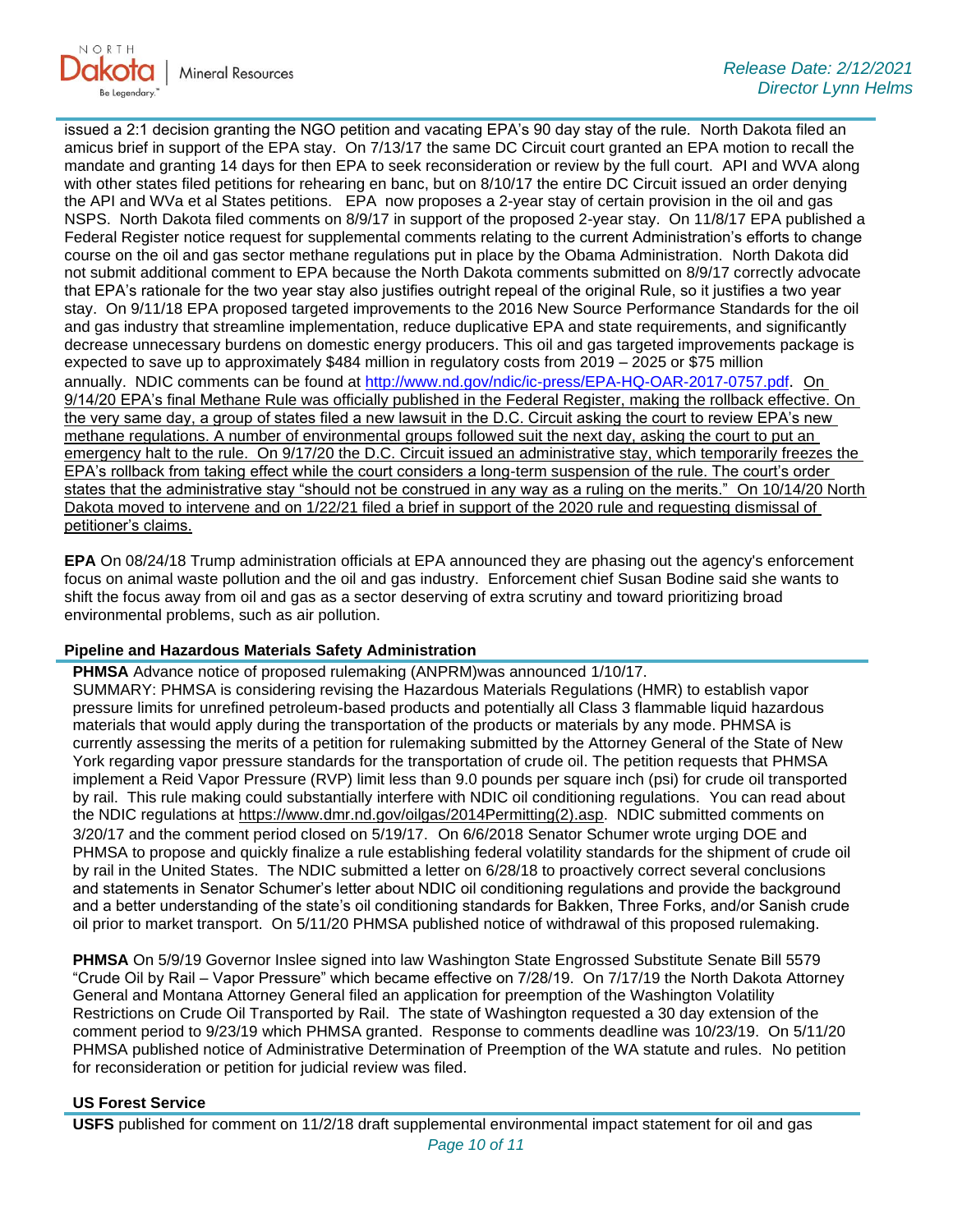issued a 2:1 decision granting the NGO petition and vacating EPA's 90 day stay of the rule. North Dakota filed an amicus brief in support of the EPA stay. On 7/13/17 the same DC Circuit court granted an EPA motion to recall the mandate and granting 14 days for then EPA to seek reconsideration or review by the full court. API and WVA along with other states filed petitions for rehearing en banc, but on 8/10/17 the entire DC Circuit issued an order denying the API and WVa et al States petitions. EPA now proposes a 2-year stay of certain provision in the oil and gas NSPS. North Dakota filed comments on 8/9/17 in support of the proposed 2-year stay. On 11/8/17 EPA published a Federal Register notice request for supplemental comments relating to the current Administration's efforts to change course on the oil and gas sector methane regulations put in place by the Obama Administration. North Dakota did not submit additional comment to EPA because the North Dakota comments submitted on 8/9/17 correctly advocate that EPA's rationale for the two year stay also justifies outright repeal of the original Rule, so it justifies a two year stay. On 9/11/18 EPA proposed targeted improvements to the 2016 New Source Performance Standards for the oil and gas industry that streamline implementation, reduce duplicative EPA and state requirements, and significantly decrease unnecessary burdens on domestic energy producers. This oil and gas targeted improvements package is expected to save up to approximately $484 million in regulatory costs from 2019 – 2025 or $75 million annually. NDIC comments can be found at http://www.nd.gov/ndic/ic-press/EPA-HQ-OAR-2017-0757.pdf. On 9/14/20 EPA's final Methane Rule was officially published in the Federal Register, making the rollback effective. On the very same day, a group of states filed a new lawsuit in the D.C. Circuit asking the court to review EPA's new methane regulations. A number of environmental groups followed suit the next day, asking the court to put an emergency halt to the rule. On 9/17/20 the D.C. Circuit issued an administrative stay, which temporarily freezes the EPA's rollback from taking effect while the court considers a long-term suspension of the rule. The court's order states that the administrative stay "should not be construed in any way as a ruling on the merits." On 10/14/20 North Dakota moved to intervene and on 1/22/21 filed a brief in support of the 2020 rule and requesting dismissal of petitioner's claims.

**EPA** On 08/24/18 Trump administration officials at EPA announced they are phasing out the agency's enforcement focus on animal waste pollution and the oil and gas industry. Enforcement chief Susan Bodine said she wants to shift the focus away from oil and gas as a sector deserving of extra scrutiny and toward prioritizing broad environmental problems, such as air pollution.

### Pipeline and Hazardous Materials Safety Administration

**PHMSA** Advance notice of proposed rulemaking (ANPRM)was announced 1/10/17.
SUMMARY: PHMSA is considering revising the Hazardous Materials Regulations (HMR) to establish vapor pressure limits for unrefined petroleum-based products and potentially all Class 3 flammable liquid hazardous materials that would apply during the transportation of the products or materials by any mode. PHMSA is currently assessing the merits of a petition for rulemaking submitted by the Attorney General of the State of New York regarding vapor pressure standards for the transportation of crude oil. The petition requests that PHMSA implement a Reid Vapor Pressure (RVP) limit less than 9.0 pounds per square inch (psi) for crude oil transported by rail. This rule making could substantially interfere with NDIC oil conditioning regulations. You can read about the NDIC regulations at https://www.dmr.nd.gov/oilgas/2014Permitting(2).asp. NDIC submitted comments on 3/20/17 and the comment period closed on 5/19/17. On 6/6/2018 Senator Schumer wrote urging DOE and PHMSA to propose and quickly finalize a rule establishing federal volatility standards for the shipment of crude oil by rail in the United States. The NDIC submitted a letter on 6/28/18 to proactively correct several conclusions and statements in Senator Schumer's letter about NDIC oil conditioning regulations and provide the background and a better understanding of the state's oil conditioning standards for Bakken, Three Forks, and/or Sanish crude oil prior to market transport. On 5/11/20 PHMSA published notice of withdrawal of this proposed rulemaking.

**PHMSA** On 5/9/19 Governor Inslee signed into law Washington State Engrossed Substitute Senate Bill 5579 "Crude Oil by Rail – Vapor Pressure" which became effective on 7/28/19. On 7/17/19 the North Dakota Attorney General and Montana Attorney General filed an application for preemption of the Washington Volatility Restrictions on Crude Oil Transported by Rail. The state of Washington requested a 30 day extension of the comment period to 9/23/19 which PHMSA granted. Response to comments deadline was 10/23/19. On 5/11/20 PHMSA published notice of Administrative Determination of Preemption of the WA statute and rules. No petition for reconsideration or petition for judicial review was filed.

### US Forest Service

**USFS** published for comment on 11/2/18 draft supplemental environmental impact statement for oil and gas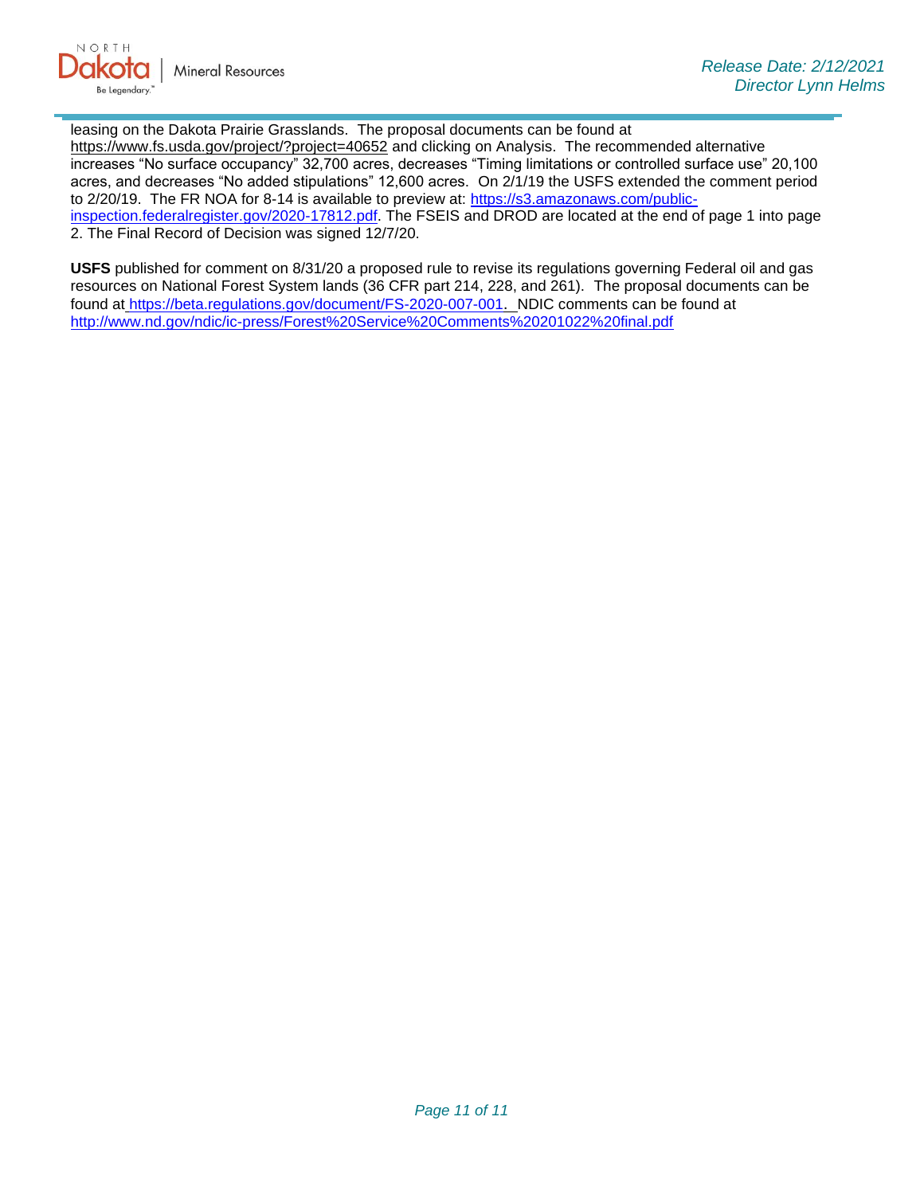leasing on the Dakota Prairie Grasslands. The proposal documents can be found at https://www.fs.usda.gov/project/?project=40652 and clicking on Analysis. The recommended alternative increases "No surface occupancy" 32,700 acres, decreases "Timing limitations or controlled surface use" 20,100 acres, and decreases "No added stipulations" 12,600 acres. On 2/1/19 the USFS extended the comment period to 2/20/19. The FR NOA for 8-14 is available to preview at: https://s3.amazonaws.com/public-inspection.federalregister.gov/2020-17812.pdf. The FSEIS and DROD are located at the end of page 1 into page 2. The Final Record of Decision was signed 12/7/20.

**USFS** published for comment on 8/31/20 a proposed rule to revise its regulations governing Federal oil and gas resources on National Forest System lands (36 CFR part 214, 228, and 261). The proposal documents can be found at https://beta.regulations.gov/document/FS-2020-007-001. NDIC comments can be found at http://www.nd.gov/ndic/ic-press/Forest%20Service%20Comments%20201022%20final.pdf